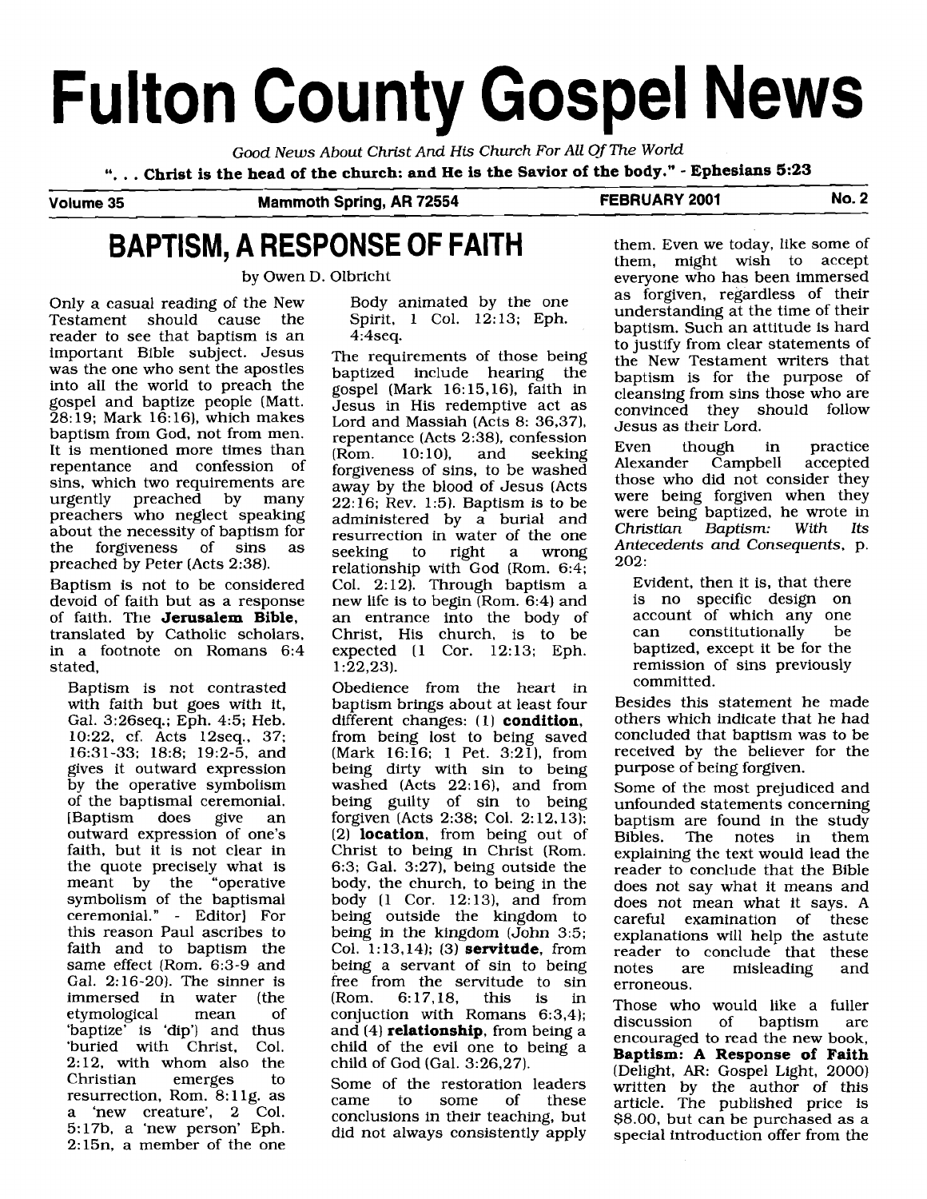# Fulton County Gospel News

*Good News About Christ And His Church For All Of The World*

**". . . Christ is the head of the church: and He is the Savior of the body." - Ephesians 5:23**

**Volume 35** **Mammoth Spring, AR 72554** **FEBRUARY 2001** **No. 2**

## BAPTISM, A RESPONSE OF FAITH

by Owen D. Olbricht

Only a casual reading of the New Testament should cause the reader to see that baptism is an important Bible subject. Jesus was the one who sent the apostles into all the world to preach the gospel and baptize people (Matt. 28:19; Mark 16:16), which makes baptism from God, not from men. It is mentioned more times than repentance and confession of sins, which two requirements are urgently preached by many preachers who neglect speaking about the necessity of baptism for the forgiveness of sins as preached by Peter (Acts 2:38).

Baptism is not to be considered devoid of faith but as a response of faith. The **Jerusalem Bible**, translated by Catholic scholars, in a footnote on Romans 6:4 stated,

> Baptism is not contrasted with faith but goes with it, Gal. 3:26seq.; Eph. 4:5; Heb. 10:22, cf. Acts 12seq., 37; 16:31-33; 18:8; 19:2-5, and gives it outward expression by the operative symbolism of the baptismal ceremonial. [Baptism does give an outward expression of one's faith, but it is not clear in the quote precisely what is meant by the "operative symbolism of the baptismal ceremonial." - Editor] For this reason Paul ascribes to faith and to baptism the same effect (Rom. 6:3-9 and Gal. 2:16-20). The sinner is immersed in water (the etymological mean of 'baptize' is 'dip') and thus 'buried with Christ, Col. 2:12, with whom also the Christian emerges to resurrection, Rom. 8:11g. as a 'new creature', 2 Col. 5:17b, a 'new person' Eph. 2:15n, a member of the one Body animated by the one Spirit, 1 Col. 12:13; Eph. 4:4seq.

The requirements of those being baptized include hearing the gospel (Mark 16:15,16), faith in Jesus in His redemptive act as Lord and Massiah (Acts 8: 36,37), repentance (Acts 2:38), confession (Rom. 10:10), and seeking forgiveness of sins, to be washed away by the blood of Jesus (Acts 22:16; Rev. 1:5). Baptism is to be administered by a burial and resurrection in water of the one seeking to right a wrong relationship with God (Rom. 6:4; Col. 2:12). Through baptism a new life is to begin (Rom. 6:4) and an entrance into the body of Christ, His church, is to be expected (1 Cor. 12:13; Eph. 1:22,23).

Obedience from the heart in baptism brings about at least four different changes: (1) **condition**, from being lost to being saved (Mark 16:16; 1 Pet. 3:21), from being dirty with sin to being washed (Acts 22:16), and from being guilty of sin to being forgiven (Acts 2:38; Col. 2:12,13); (2) **location**, from being out of Christ to being in Christ (Rom. 6:3; Gal. 3:27), being outside the body, the church, to being in the body (1 Cor. 12:13), and from being outside the kingdom to being in the kingdom (John 3:5; Col. 1:13,14); (3) **servitude**, from being a servant of sin to being free from the servitude to sin (Rom. 6:17,18, this is in conjuction with Romans 6:3,4); and (4) **relationship**, from being a child of the evil one to being a child of God (Gal. 3:26,27).

Some of the restoration leaders came to some of these conclusions in their teaching, but did not always consistently apply them. Even we today, like some of them, might wish to accept everyone who has been immersed as forgiven, regardless of their understanding at the time of their baptism. Such an attitude is hard to justify from clear statements of the New Testament writers that baptism is for the purpose of cleansing from sins those who are convinced they should follow Jesus as their Lord.

Even though in practice Alexander Campbell accepted those who did not consider they were being forgiven when they were being baptized, he wrote in *Christian Baptism: With Its Antecedents and Consequents*, p. 202:

> Evident, then it is, that there is no specific design on account of which any one can constitutionally be baptized, except it be for the remission of sins previously committed.

Besides this statement he made others which indicate that he had concluded that baptism was to be received by the believer for the purpose of being forgiven.

Some of the most prejudiced and unfounded statements concerning baptism are found in the study Bibles. The notes in them explaining the text would lead the reader to conclude that the Bible does not say what it means and does not mean what it says. A careful examination of these explanations will help the astute reader to conclude that these notes are misleading and erroneous.

Those who would like a fuller discussion of baptism are encouraged to read the new book, **Baptism: A Response of Faith** (Delight, AR: Gospel Light, 2000) written by the author of this article. The published price is $8.00, but can be purchased as a special introduction offer from the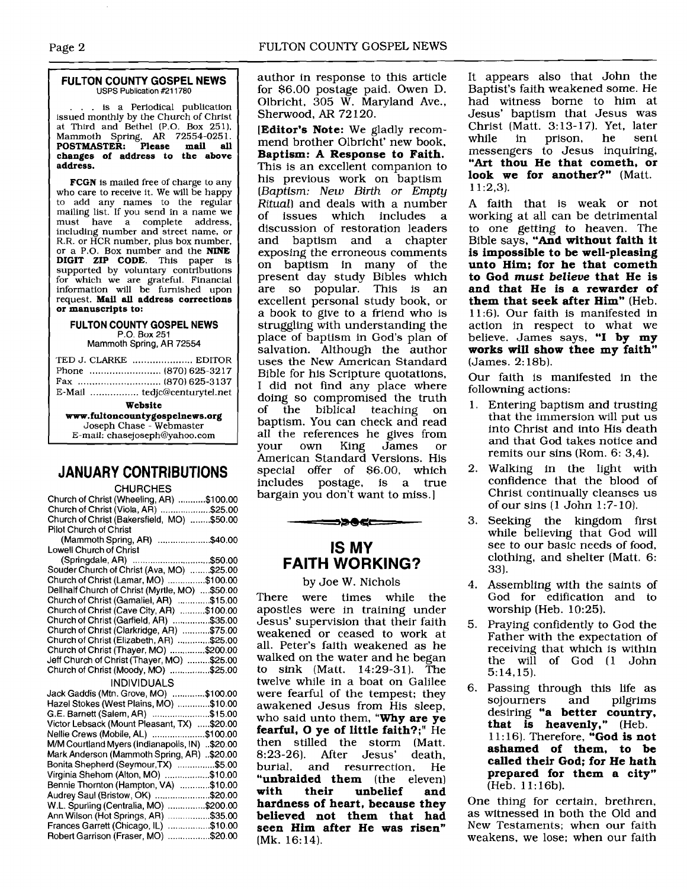**FULTON COUNTY GOSPEL NEWS**
USPS Publication #211780

. . . is a Periodical publication issued monthly by the Church of Christ at Third and Bethel (P.O. Box 251), Mammoth Spring, AR 72554-0251. **POSTMASTER: Please mail all changes of address to the above address.**

**FCGN** is mailed free of charge to any who care to receive it. We will be happy to add any names to the regular mailing list. If you send in a name we must have a complete address, including number and street name, or R.R. or HCR number, plus box number, or a P.O. Box number and the **NINE DIGIT ZIP CODE.** This paper is supported by voluntary contributions for which we are grateful. Financial information will be furnished upon request. **Mail all address corrections or manuscripts to:**

**FULTON COUNTY GOSPEL NEWS**
P.O. Box 251
Mammoth Spring, AR 72554

TED J. CLARKE ..................... EDITOR
Phone ......................... (870) 625-3217
Fax ............................ (870) 625-3137
E-Mail ................. tedjc@centurytel.net

**Website**
**www.fultoncountygospelnews.org**
Joseph Chase - Webmaster
E-mail: chasejoseph@yahoo.com

## JANUARY CONTRIBUTIONS

CHURCHES

| | |
|---|---|
| Church of Christ (Wheeling, AR) | $100.00 |
| Church of Christ (Viola, AR) | $25.00 |
| Church of Christ (Bakersfield, MO) | $50.00 |
| Pilot Church of Christ (Mammoth Spring, AR) | $40.00 |
| Lowell Church of Christ (Springdale, AR) | $50.00 |
| Souder Church of Christ (Ava, MO) | $25.00 |
| Church of Christ (Lamar, MO) | $100.00 |
| Dellhalf Church of Christ (Myrtle, MO) | $50.00 |
| Church of Christ (Gamaliel, AR) | $15.00 |
| Church of Christ (Cave City, AR) | $100.00 |
| Church of Christ (Garfield, AR) | $35.00 |
| Church of Christ (Clarkridge, AR) | $75.00 |
| Church of Christ (Elizabeth, AR) | $25.00 |
| Church of Christ (Thayer, MO) | $200.00 |
| Jeff Church of Christ (Thayer, MO) | $25.00 |
| Church of Christ (Moody, MO) | $25.00 |

INDIVIDUALS

| | |
|---|---|
| Jack Gaddis (Mtn. Grove, MO) | $100.00 |
| Hazel Stokes (West Plains, MO) | $10.00 |
| G.E. Barnett (Salem, AR) | $15.00 |
| Victor Lebsack (Mount Pleasant, TX) | $20.00 |
| Nellie Crews (Mobile, AL) | $100.00 |
| M/M Courtland Myers (Indianapolis, IN) | $20.00 |
| Mark Anderson (Mammoth Spring, AR) | $20.00 |
| Bonita Shepherd (Seymour,TX) | $5.00 |
| Virginia Shehorn (Alton, MO) | $10.00 |
| Bennie Thornton (Hampton, VA) | $10.00 |
| Audrey Saul (Bristow, OK) | $20.00 |
| W.L. Spurling (Centralia, MO) | $200.00 |
| Ann Wilson (Hot Springs, AR) | $35.00 |
| Frances Garrett (Chicago, IL) | $10.00 |
| Robert Garrison (Fraser, MO) | $20.00 |

author in response to this article for $6.00 postage paid. Owen D. Olbricht, 305 W. Maryland Ave., Sherwood, AR 72120.

[**Editor's Note:** We gladly recommend brother Olbricht' new book, **Baptism: A Response to Faith.** This is an excellent companion to his previous work on baptism (*Baptism: New Birth or Empty Ritual*) and deals with a number of issues which includes a discussion of restoration leaders and baptism and a chapter exposing the erroneous comments on baptism in many of the present day study Bibles which are so popular. This is an excellent personal study book, or a book to give to a friend who is struggling with understanding the place of baptism in God's plan of salvation. Although the author uses the New American Standard Bible for his Scripture quotations, I did not find any place where doing so compromised the truth of the biblical teaching on baptism. You can check and read all the references he gives from your own King James or American Standard Versions. His special offer of $6.00, which includes postage, is a true bargain you don't want to miss.]

## IS MY FAITH WORKING?

by Joe W. Nichols

There were times while the apostles were in training under Jesus' supervision that their faith weakened or ceased to work at all. Peter's faith weakened as he walked on the water and he began to sink (Matt. 14:29-31). The twelve while in a boat on Galilee were fearful of the tempest; they awakened Jesus from His sleep, who said unto them, **"Why are ye fearful, O ye of little faith?;"** He then stilled the storm (Matt. 8:23-26). After Jesus' death, burial, and resurrection, He **"unbraided them** (the eleven) **with their unbelief and hardness of heart, because they believed not them that had seen Him after He was risen"** (Mk. 16:14).

It appears also that John the Baptist's faith weakened some. He had witness borne to him at Jesus' baptism that Jesus was Christ (Matt. 3:13-17). Yet, later while in prison, he sent messengers to Jesus inquiring, **"Art thou He that cometh, or look we for another?"** (Matt. 11:2,3).

A faith that is weak or not working at all can be detrimental to one getting to heaven. The Bible says, **"And without faith it is impossible to be well-pleasing unto Him; for he that cometh to God *must believe* that He is and that He is a rewarder of them that seek after Him"** (Heb. 11:6). Our faith is manifested in action in respect to what we believe. James says, **"I by my works will show thee my faith"** (James. 2:18b).

Our faith is manifested in the followning actions:

1. Entering baptism and trusting that the immersion will put us into Christ and into His death and that God takes notice and remits our sins (Rom. 6: 3,4).
2. Walking in the light with confidence that the blood of Christ continually cleanses us of our sins (1 John 1:7-10).
3. Seeking the kingdom first while believing that God will see to our basic needs of food, clothing, and shelter (Matt. 6: 33).
4. Assembling with the saints of God for edification and to worship (Heb. 10:25).
5. Praying confidently to God the Father with the expectation of receiving that which is within the will of God (1 John 5:14,15).
6. Passing through this life as sojourners and pilgrims desiring **"a better country, that is heavenly,"** (Heb. 11:16). Therefore, **"God is not ashamed of them, to be called their God; for He hath prepared for them a city"** (Heb. 11:16b).

One thing for certain, brethren, as witnessed in both the Old and New Testaments; when our faith weakens, we lose; when our faith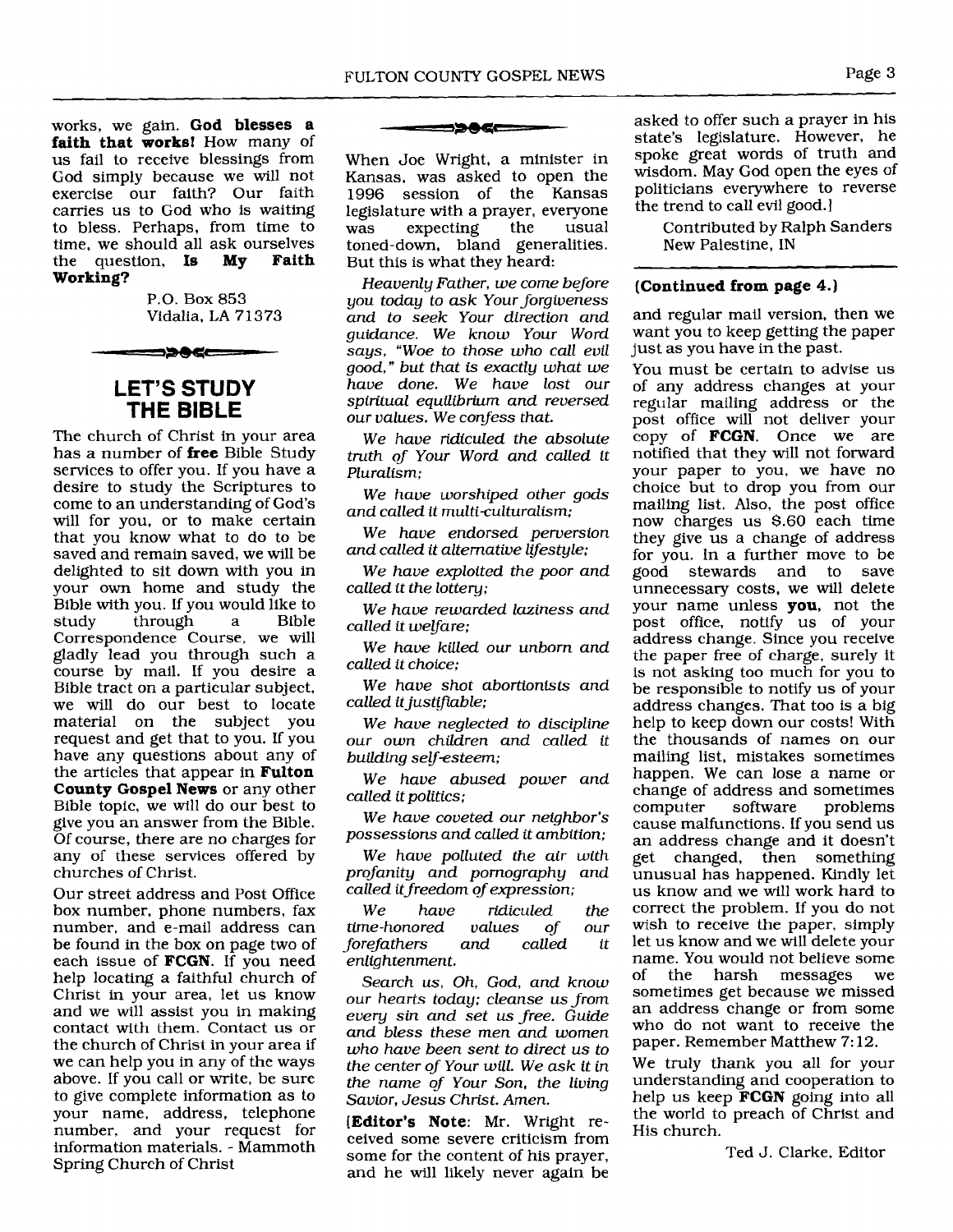works, we gain. **God blesses a faith that works!** How many of us fail to receive blessings from God simply because we will not exercise our faith? Our faith carries us to God who is waiting to bless. Perhaps, from time to time, we should all ask ourselves the question, **Is My Faith Working?**

P.O. Box 853
Vidalia, LA 71373

## LET'S STUDY THE BIBLE

The church of Christ in your area has a number of **free** Bible Study services to offer you. If you have a desire to study the Scriptures to come to an understanding of God's will for you, or to make certain that you know what to do to be saved and remain saved, we will be delighted to sit down with you in your own home and study the Bible with you. If you would like to study through a Bible Correspondence Course, we will gladly lead you through such a course by mail. If you desire a Bible tract on a particular subject, we will do our best to locate material on the subject you request and get that to you. If you have any questions about any of the articles that appear in **Fulton County Gospel News** or any other Bible topic, we will do our best to give you an answer from the Bible. Of course, there are no charges for any of these services offered by churches of Christ.

Our street address and Post Office box number, phone numbers, fax number, and e-mail address can be found in the box on page two of each issue of **FCGN**. If you need help locating a faithful church of Christ in your area, let us know and we will assist you in making contact with them. Contact us or the church of Christ in your area if we can help you in any of the ways above. If you call or write, be sure to give complete information as to your name, address, telephone number, and your request for information materials. - Mammoth Spring Church of Christ

When Joe Wright, a minister in Kansas, was asked to open the 1996 session of the Kansas legislature with a prayer, everyone was expecting the usual toned-down, bland generalities. But this is what they heard:

*Heavenly Father, we come before you today to ask Your forgiveness and to seek Your direction and guidance. We know Your Word says, "Woe to those who call evil good," but that is exactly what we have done. We have lost our spiritual equilibrium and reversed our values. We confess that.*

*We have ridiculed the absolute truth of Your Word and called it Pluralism;*

*We have worshiped other gods and called it multi-culturalism;*

*We have endorsed perversion and called it alternative lifestyle;*

*We have exploited the poor and called it the lottery;*

*We have rewarded laziness and called it welfare;*

*We have killed our unborn and called it choice;*

*We have shot abortionists and called it justifiable;*

*We have neglected to discipline our own children and called it building self-esteem;*

*We have abused power and called it politics;*

*We have coveted our neighbor's possessions and called it ambition;*

*We have polluted the air with profanity and pornography and called it freedom of expression;*

*We have ridiculed the time-honored values of our forefathers and called it enlightenment.*

*Search us, Oh, God, and know our hearts today; cleanse us from every sin and set us free. Guide and bless these men and women who have been sent to direct us to the center of Your will. We ask it in the name of Your Son, the living Savior, Jesus Christ. Amen.*

[**Editor's Note**: Mr. Wright received some severe criticism from some for the content of his prayer, and he will likely never again be asked to offer such a prayer in his state's legislature. However, he spoke great words of truth and wisdom. May God open the eyes of politicians everywhere to reverse the trend to call evil good.]

Contributed by Ralph Sanders
New Palestine, IN

**(Continued from page 4.)**

and regular mail version, then we want you to keep getting the paper just as you have in the past.

You must be certain to advise us of any address changes at your regular mailing address or the post office will not deliver your copy of **FCGN**. Once we are notified that they will not forward your paper to you, we have no choice but to drop you from our mailing list. Also, the post office now charges us $.60 each time they give us a change of address for you. In a further move to be good stewards and to save unnecessary costs, we will delete your name unless **you**, not the post office, notify us of your address change. Since you receive the paper free of charge, surely it is not asking too much for you to be responsible to notify us of your address changes. That too is a big help to keep down our costs! With the thousands of names on our mailing list, mistakes sometimes happen. We can lose a name or change of address and sometimes computer software problems cause malfunctions. If you send us an address change and it doesn't get changed, then something unusual has happened. Kindly let us know and we will work hard to correct the problem. If you do not wish to receive the paper, simply let us know and we will delete your name. You would not believe some of the harsh messages we sometimes get because we missed an address change or from some who do not want to receive the paper. Remember Matthew 7:12.

We truly thank you all for your understanding and cooperation to help us keep **FCGN** going into all the world to preach of Christ and His church.

Ted J. Clarke, Editor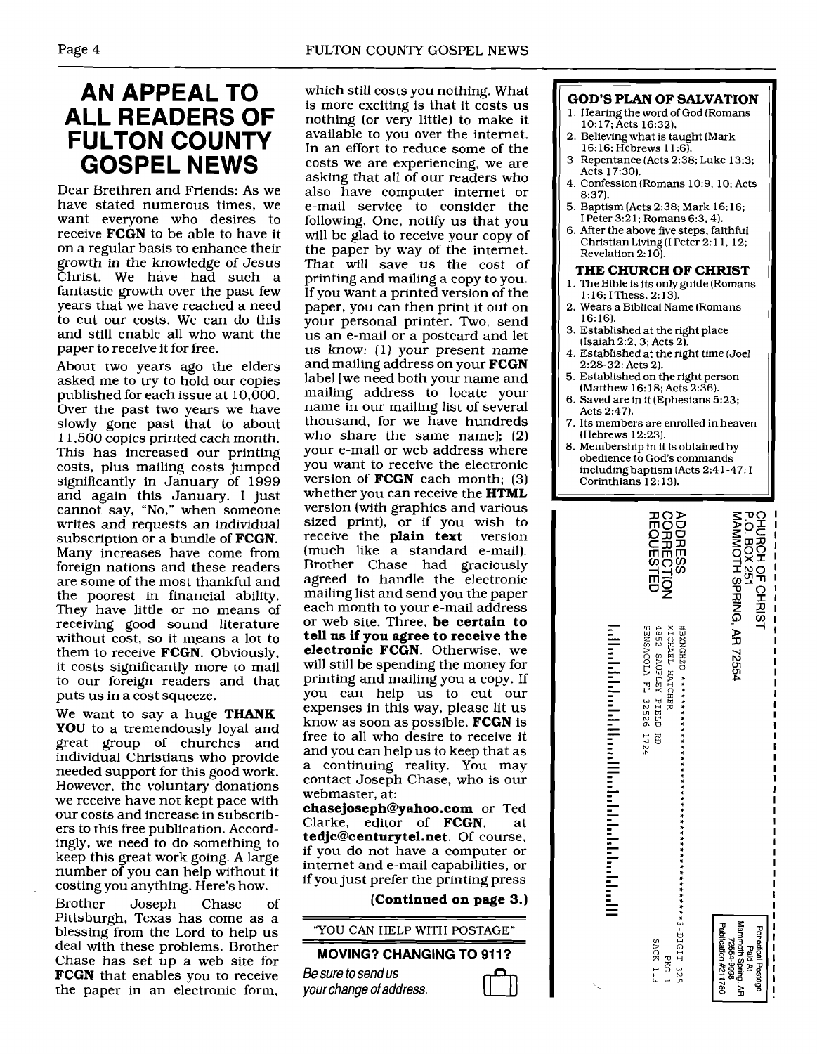# AN APPEAL TO ALL READERS OF FULTON COUNTY GOSPEL NEWS

Dear Brethren and Friends: As we have stated numerous times, we want everyone who desires to receive **FCGN** to be able to have it on a regular basis to enhance their growth in the knowledge of Jesus Christ. We have had such a fantastic growth over the past few years that we have reached a need to cut our costs. We can do this and still enable all who want the paper to receive it for free.

About two years ago the elders asked me to try to hold our copies published for each issue at 10,000. Over the past two years we have slowly gone past that to about 11,500 copies printed each month. This has increased our printing costs, plus mailing costs jumped significantly in January of 1999 and again this January. I just cannot say, "No," when someone writes and requests an individual subscription or a bundle of **FCGN**. Many increases have come from foreign nations and these readers are some of the most thankful and the poorest in financial ability. They have little or no means of receiving good sound literature without cost, so it means a lot to them to receive **FCGN**. Obviously, it costs significantly more to mail to our foreign readers and that puts us in a cost squeeze.

We want to say a huge **THANK YOU** to a tremendously loyal and great group of churches and individual Christians who provide needed support for this good work. However, the voluntary donations we receive have not kept pace with our costs and increase in subscribers to this free publication. Accordingly, we need to do something to keep this great work going. A large number of you can help without it costing you anything. Here's how.

Brother Joseph Chase of Pittsburgh, Texas has come as a blessing from the Lord to help us deal with these problems. Brother Chase has set up a web site for **FCGN** that enables you to receive the paper in an electronic form, which still costs you nothing. What is more exciting is that it costs us nothing (or very little) to make it available to you over the internet. In an effort to reduce some of the costs we are experiencing, we are asking that all of our readers who also have computer internet or e-mail service to consider the following. One, notify us that you will be glad to receive your copy of the paper by way of the internet. That will save us the cost of printing and mailing a copy to you. If you want a printed version of the paper, you can then print it out on your personal printer. Two, send us an e-mail or a postcard and let us know: (1) your present name and mailing address on your **FCGN** label [we need both your name and mailing address to locate your name in our mailing list of several thousand, for we have hundreds who share the same name]; (2) your e-mail or web address where you want to receive the electronic version of **FCGN** each month; (3) whether you can receive the **HTML** version (with graphics and various sized print), or if you wish to receive the **plain text** version (much like a standard e-mail). Brother Chase had graciously agreed to handle the electronic mailing list and send you the paper each month to your e-mail address or web site. Three, **be certain to tell us if you agree to receive the electronic FCGN**. Otherwise, we will still be spending the money for printing and mailing you a copy. If you can help us to cut our expenses in this way, please lit us know as soon as possible. **FCGN** is free to all who desire to receive it and you can help us to keep that as a continuing reality. You may contact Joseph Chase, who is our webmaster, at:

**chasejoseph@yahoo.com** or Ted Clarke, editor of **FCGN**, at **tedjc@centurytel.net**. Of course, if you do not have a computer or internet and e-mail capabilities, or if you just prefer the printing press

**(Continued on page 3.)**

"YOU CAN HELP WITH POSTAGE"

**MOVING? CHANGING TO 911?**

*Be sure to send us your change of address.*

## GOD'S PLAN OF SALVATION

1. Hearing the word of God (Romans 10:17; Acts 16:32).
2. Believing what is taught (Mark 16:16; Hebrews 11:6).
3. Repentance (Acts 2:38; Luke 13:3; Acts 17:30).
4. Confession (Romans 10:9, 10; Acts 8:37).
5. Baptism (Acts 2:38; Mark 16:16; I Peter 3:21; Romans 6:3, 4).
6. After the above five steps, faithful Christian Living (I Peter 2:11, 12; Revelation 2:10).

## THE CHURCH OF CHRIST

1. The Bible is its only guide (Romans 1:16; I Thess. 2:13).
2. Wears a Biblical Name (Romans 16:16).
3. Established at the right place (Isaiah 2:2, 3; Acts 2).
4. Established at the right time (Joel 2:28-32; Acts 2).
5. Established on the right person (Matthew 16:18; Acts 2:36).
6. Saved are in it (Ephesians 5:23; Acts 2:47).
7. Its members are enrolled in heaven (Hebrews 12:23).
8. Membership in it is obtained by obedience to God's commands including baptism (Acts 2:41-47; I Corinthians 12:13).

CHURCH OF CHRIST
P.O. BOX 251
MAMMOTH SPRING, AR 72554

ADDRESS CORRECTION REQUESTED

Periodical Postage Paid At: Mammoth Spring, AR 72554-9998 Publication #211780

#BXNGHZD ****************************3-DIGIT 325
MICHAEL HATCHER PKG 1
4852 SAUFLEY FIELD RD SACK 113
PENSACOLA FL 32526-1724